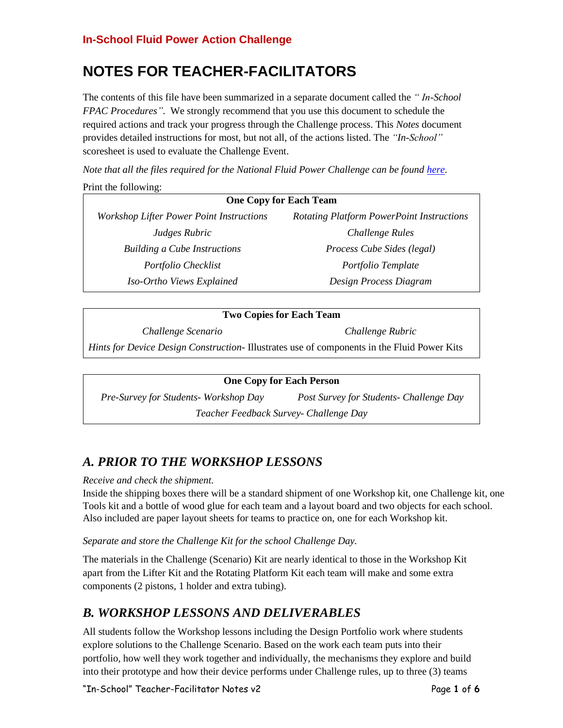**In-School Fluid Power Action Challenge**

# NOTES FOR TEACHER-FACILITATORS

The contents of this file have been summarized in a separate document called the *" In-School FPAC Procedures"*. We strongly recommend that you use this document to schedule the required actions and track your progress through the Challenge process. This *Notes* document provides detailed instructions for most, but not all, of the actions listed. The *"In-School"* scoresheet is used to evaluate the Challenge Event.

*Note that all the files required for the National Fluid Power Challenge can be found [here](here).*

Print the following:

| One Copy for Each Team | |
|---|---|
| *Workshop Lifter Power Point Instructions* | *Rotating Platform PowerPoint Instructions* |
| *Judges Rubric* | *Challenge Rules* |
| *Building a Cube Instructions* | *Process Cube Sides (legal)* |
| *Portfolio Checklist* | *Portfolio Template* |
| *Iso-Ortho Views Explained* | *Design Process Diagram* |

| Two Copies for Each Team | |
|---|---|
| *Challenge Scenario* | *Challenge Rubric* |
| *Hints for Device Design Construction*- Illustrates use of components in the Fluid Power Kits | |

| One Copy for Each Person | |
|---|---|
| *Pre-Survey for Students- Workshop Day* | *Post Survey for Students- Challenge Day* |
| *Teacher Feedback Survey- Challenge Day* | |

## *A. PRIOR TO THE WORKSHOP LESSONS*

*Receive and check the shipment.*

Inside the shipping boxes there will be a standard shipment of one Workshop kit, one Challenge kit, one Tools kit and a bottle of wood glue for each team and a layout board and two objects for each school. Also included are paper layout sheets for teams to practice on, one for each Workshop kit.

*Separate and store the Challenge Kit for the school Challenge Day.*

The materials in the Challenge (Scenario) Kit are nearly identical to those in the Workshop Kit apart from the Lifter Kit and the Rotating Platform Kit each team will make and some extra components (2 pistons, 1 holder and extra tubing).

## *B. WORKSHOP LESSONS AND DELIVERABLES*

All students follow the Workshop lessons including the Design Portfolio work where students explore solutions to the Challenge Scenario. Based on the work each team puts into their portfolio, how well they work together and individually, the mechanisms they explore and build into their prototype and how their device performs under Challenge rules, up to three (3) teams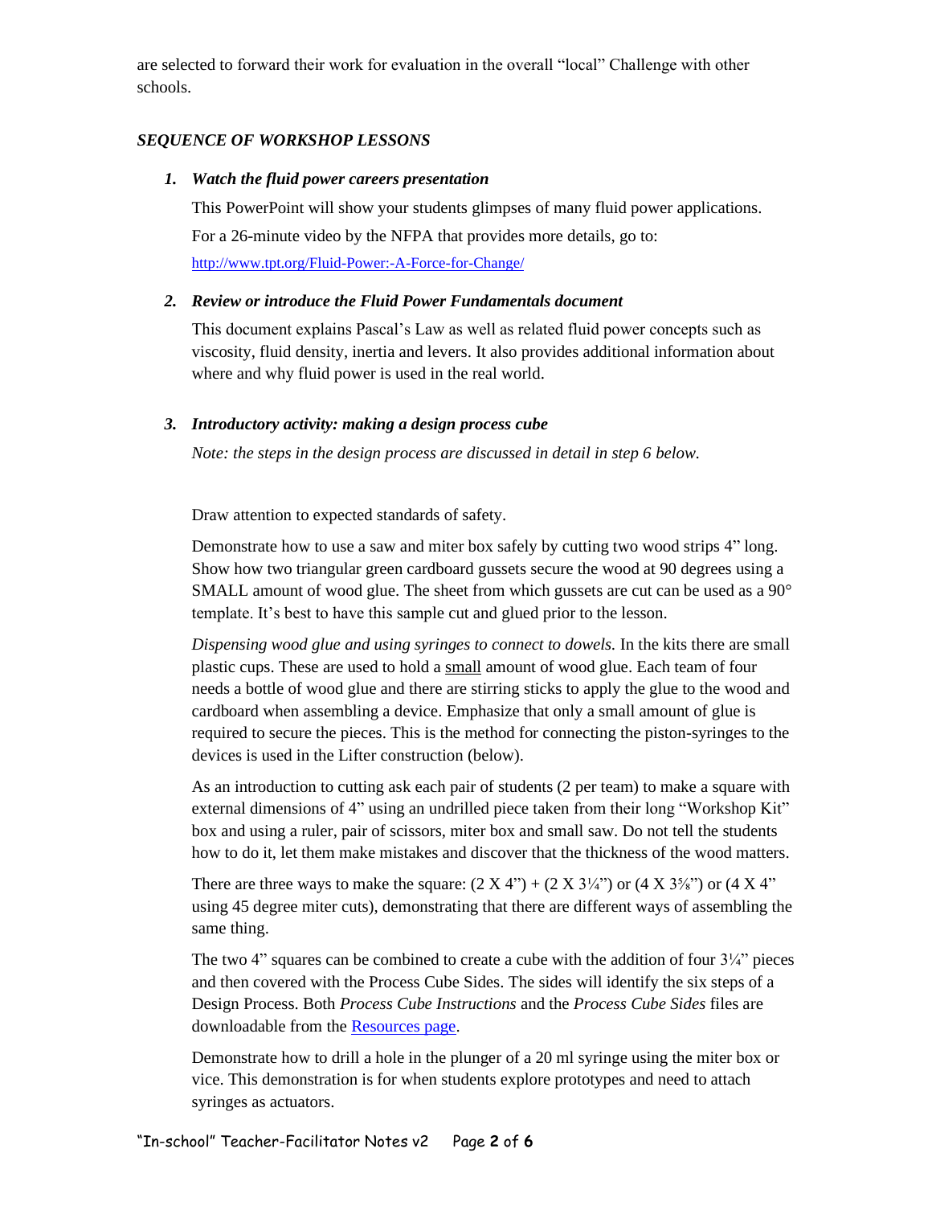are selected to forward their work for evaluation in the overall "local" Challenge with other schools.

## *SEQUENCE OF WORKSHOP LESSONS*

### *1. Watch the fluid power careers presentation*

This PowerPoint will show your students glimpses of many fluid power applications.

For a 26-minute video by the NFPA that provides more details, go to:

http://www.tpt.org/Fluid-Power:-A-Force-for-Change/

### *2. Review or introduce the Fluid Power Fundamentals document*

This document explains Pascal's Law as well as related fluid power concepts such as viscosity, fluid density, inertia and levers. It also provides additional information about where and why fluid power is used in the real world.

### *3. Introductory activity: making a design process cube*

*Note: the steps in the design process are discussed in detail in step 6 below.*

Draw attention to expected standards of safety.

Demonstrate how to use a saw and miter box safely by cutting two wood strips 4" long. Show how two triangular green cardboard gussets secure the wood at 90 degrees using a SMALL amount of wood glue. The sheet from which gussets are cut can be used as a 90° template. It's best to have this sample cut and glued prior to the lesson.

*Dispensing wood glue and using syringes to connect to dowels.* In the kits there are small plastic cups. These are used to hold a small amount of wood glue. Each team of four needs a bottle of wood glue and there are stirring sticks to apply the glue to the wood and cardboard when assembling a device. Emphasize that only a small amount of glue is required to secure the pieces. This is the method for connecting the piston-syringes to the devices is used in the Lifter construction (below).

As an introduction to cutting ask each pair of students (2 per team) to make a square with external dimensions of 4" using an undrilled piece taken from their long "Workshop Kit" box and using a ruler, pair of scissors, miter box and small saw. Do not tell the students how to do it, let them make mistakes and discover that the thickness of the wood matters.

There are three ways to make the square: (2 X 4") + (2 X 3¼") or (4 X 3⅝") or (4 X 4" using 45 degree miter cuts), demonstrating that there are different ways of assembling the same thing.

The two 4" squares can be combined to create a cube with the addition of four 3¼" pieces and then covered with the Process Cube Sides. The sides will identify the six steps of a Design Process. Both *Process Cube Instructions* and the *Process Cube Sides* files are downloadable from the Resources page.

Demonstrate how to drill a hole in the plunger of a 20 ml syringe using the miter box or vice. This demonstration is for when students explore prototypes and need to attach syringes as actuators.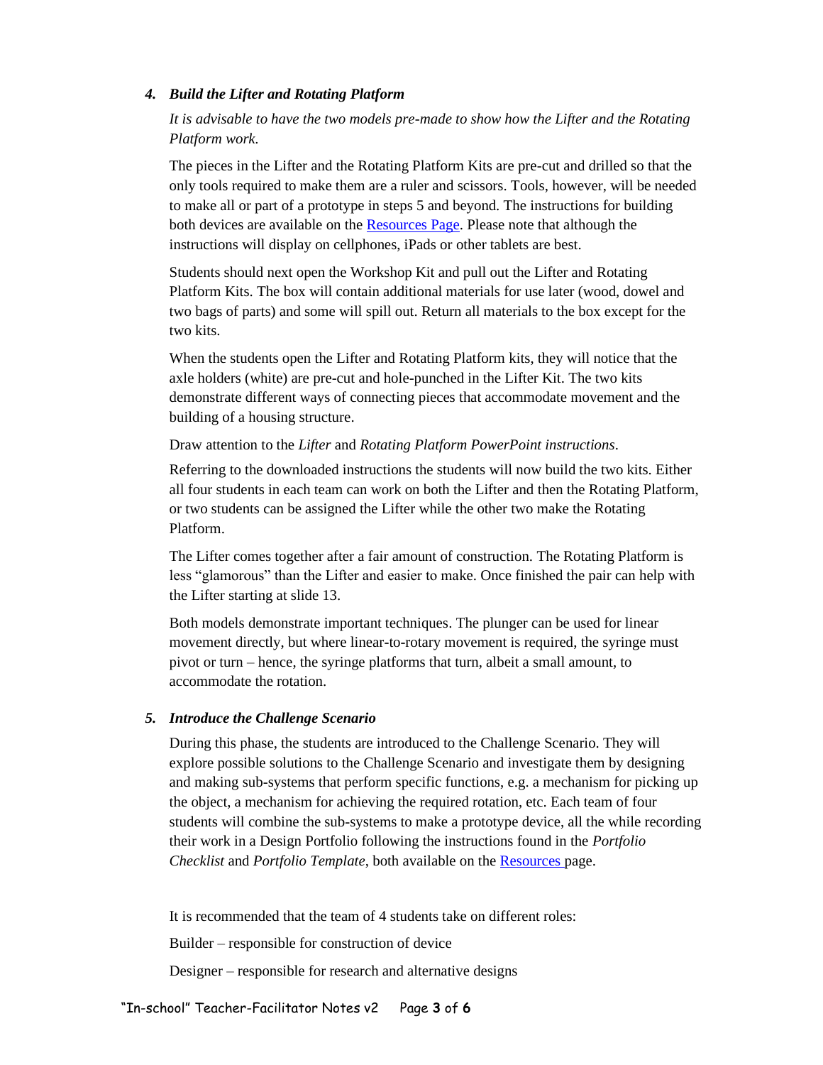### 4. *Build the Lifter and Rotating Platform*

*It is advisable to have the two models pre-made to show how the Lifter and the Rotating Platform work.*

The pieces in the Lifter and the Rotating Platform Kits are pre-cut and drilled so that the only tools required to make them are a ruler and scissors. Tools, however, will be needed to make all or part of a prototype in steps 5 and beyond. The instructions for building both devices are available on the [Resources Page](). Please note that although the instructions will display on cellphones, iPads or other tablets are best.

Students should next open the Workshop Kit and pull out the Lifter and Rotating Platform Kits. The box will contain additional materials for use later (wood, dowel and two bags of parts) and some will spill out. Return all materials to the box except for the two kits.

When the students open the Lifter and Rotating Platform kits, they will notice that the axle holders (white) are pre-cut and hole-punched in the Lifter Kit. The two kits demonstrate different ways of connecting pieces that accommodate movement and the building of a housing structure.

Draw attention to the *Lifter* and *Rotating Platform PowerPoint instructions*.

Referring to the downloaded instructions the students will now build the two kits. Either all four students in each team can work on both the Lifter and then the Rotating Platform, or two students can be assigned the Lifter while the other two make the Rotating Platform.

The Lifter comes together after a fair amount of construction. The Rotating Platform is less "glamorous" than the Lifter and easier to make. Once finished the pair can help with the Lifter starting at slide 13.

Both models demonstrate important techniques. The plunger can be used for linear movement directly, but where linear-to-rotary movement is required, the syringe must pivot or turn – hence, the syringe platforms that turn, albeit a small amount, to accommodate the rotation.

### 5. *Introduce the Challenge Scenario*

During this phase, the students are introduced to the Challenge Scenario. They will explore possible solutions to the Challenge Scenario and investigate them by designing and making sub-systems that perform specific functions, e.g. a mechanism for picking up the object, a mechanism for achieving the required rotation, etc. Each team of four students will combine the sub-systems to make a prototype device, all the while recording their work in a Design Portfolio following the instructions found in the *Portfolio Checklist* and *Portfolio Template*, both available on the [Resources]() page.

It is recommended that the team of 4 students take on different roles:

Builder – responsible for construction of device

Designer – responsible for research and alternative designs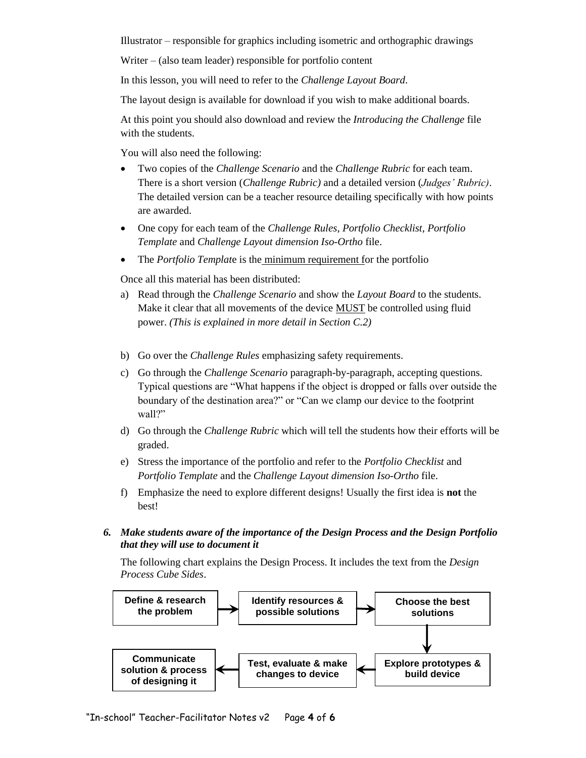Illustrator – responsible for graphics including isometric and orthographic drawings

Writer – (also team leader) responsible for portfolio content

In this lesson, you will need to refer to the *Challenge Layout Board*.

The layout design is available for download if you wish to make additional boards.

At this point you should also download and review the *Introducing the Challenge* file with the students.

You will also need the following:

- Two copies of the *Challenge Scenario* and the *Challenge Rubric* for each team. There is a short version (*Challenge Rubric)* and a detailed version (*Judges' Rubric)*. The detailed version can be a teacher resource detailing specifically with how points are awarded.
- One copy for each team of the *Challenge Rules*, *Portfolio Checklist*, *Portfolio Template* and *Challenge Layout dimension Iso-Ortho* file.
- The *Portfolio Template* is the minimum requirement for the portfolio

Once all this material has been distributed:

a) Read through the *Challenge Scenario* and show the *Layout Board* to the students. Make it clear that all movements of the device MUST be controlled using fluid power. *(This is explained in more detail in Section C.2)*

b) Go over the *Challenge Rules* emphasizing safety requirements.

c) Go through the *Challenge Scenario* paragraph-by-paragraph, accepting questions. Typical questions are "What happens if the object is dropped or falls over outside the boundary of the destination area?" or "Can we clamp our device to the footprint wall?"

d) Go through the *Challenge Rubric* which will tell the students how their efforts will be graded.

e) Stress the importance of the portfolio and refer to the *Portfolio Checklist* and *Portfolio Template* and the *Challenge Layout dimension Iso-Ortho* file.

f) Emphasize the need to explore different designs! Usually the first idea is **not** the best!

### *6. Make students aware of the importance of the Design Process and the Design Portfolio that they will use to document it*

The following chart explains the Design Process. It includes the text from the *Design Process Cube Sides*.

**Define & research the problem** → **Identify resources & possible solutions** → **Choose the best solutions** → **Explore prototypes & build device** → **Test, evaluate & make changes to device** → **Communicate solution & process of designing it**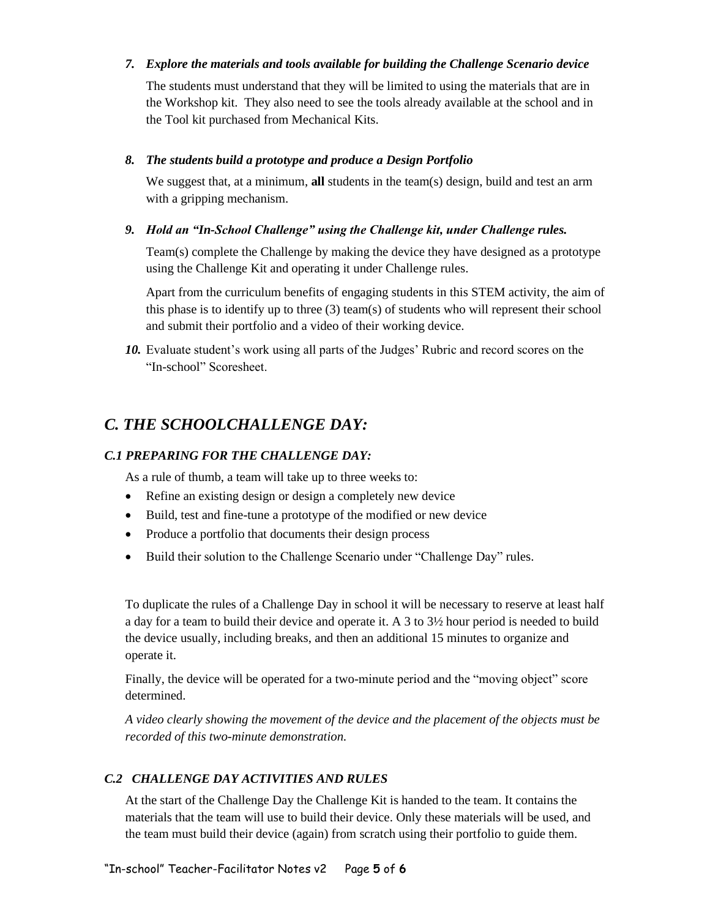7. ***Explore the materials and tools available for building the Challenge Scenario device***

   The students must understand that they will be limited to using the materials that are in the Workshop kit. They also need to see the tools already available at the school and in the Tool kit purchased from Mechanical Kits.

8. ***The students build a prototype and produce a Design Portfolio***

   We suggest that, at a minimum, **all** students in the team(s) design, build and test an arm with a gripping mechanism.

9. ***Hold an "In-School Challenge" using the Challenge kit, under Challenge rules.***

   Team(s) complete the Challenge by making the device they have designed as a prototype using the Challenge Kit and operating it under Challenge rules.

   Apart from the curriculum benefits of engaging students in this STEM activity, the aim of this phase is to identify up to three (3) team(s) of students who will represent their school and submit their portfolio and a video of their working device.

10. Evaluate student's work using all parts of the Judges' Rubric and record scores on the "In-school" Scoresheet.

## *C. THE SCHOOLCHALLENGE DAY:*

### *C.1 PREPARING FOR THE CHALLENGE DAY:*

As a rule of thumb, a team will take up to three weeks to:

- Refine an existing design or design a completely new device
- Build, test and fine-tune a prototype of the modified or new device
- Produce a portfolio that documents their design process
- Build their solution to the Challenge Scenario under "Challenge Day" rules.

To duplicate the rules of a Challenge Day in school it will be necessary to reserve at least half a day for a team to build their device and operate it. A 3 to 3½ hour period is needed to build the device usually, including breaks, and then an additional 15 minutes to organize and operate it.

Finally, the device will be operated for a two-minute period and the "moving object" score determined.

*A video clearly showing the movement of the device and the placement of the objects must be recorded of this two-minute demonstration.*

### *C.2 CHALLENGE DAY ACTIVITIES AND RULES*

At the start of the Challenge Day the Challenge Kit is handed to the team. It contains the materials that the team will use to build their device. Only these materials will be used, and the team must build their device (again) from scratch using their portfolio to guide them.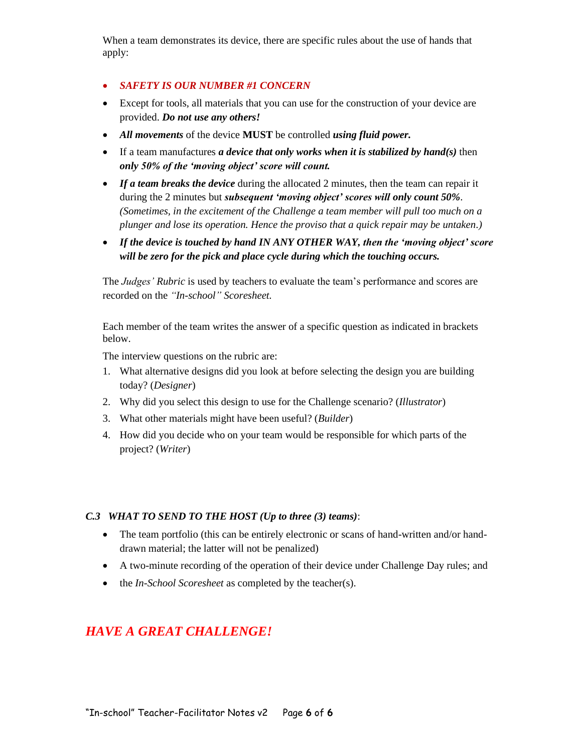When a team demonstrates its device, there are specific rules about the use of hands that apply:

- ***SAFETY IS OUR NUMBER #1 CONCERN***
- Except for tools, all materials that you can use for the construction of your device are provided. ***Do not use any others!***
- ***All movements*** of the device **MUST** be controlled ***using fluid power.***
- If a team manufactures ***a device that only works when it is stabilized by hand(s)*** then ***only 50% of the 'moving object' score will count.***
- ***If a team breaks the device*** during the allocated 2 minutes, then the team can repair it during the 2 minutes but ***subsequent 'moving object' scores will only count 50%***. *(Sometimes, in the excitement of the Challenge a team member will pull too much on a plunger and lose its operation. Hence the proviso that a quick repair may be untaken.)*
- ***If the device is touched by hand IN ANY OTHER WAY, then the 'moving object' score will be zero for the pick and place cycle during which the touching occurs.***

The *Judges' Rubric* is used by teachers to evaluate the team's performance and scores are recorded on the *"In-school" Scoresheet.*

Each member of the team writes the answer of a specific question as indicated in brackets below.

The interview questions on the rubric are:

1. What alternative designs did you look at before selecting the design you are building today? (*Designer*)
2. Why did you select this design to use for the Challenge scenario? (*Illustrator*)
3. What other materials might have been useful? (*Builder*)
4. How did you decide who on your team would be responsible for which parts of the project? (*Writer*)

### *C.3 WHAT TO SEND TO THE HOST (Up to three (3) teams)*:

- The team portfolio (this can be entirely electronic or scans of hand-written and/or hand-drawn material; the latter will not be penalized)
- A two-minute recording of the operation of their device under Challenge Day rules; and
- the *In-School Scoresheet* as completed by the teacher(s).

## *HAVE A GREAT CHALLENGE!*